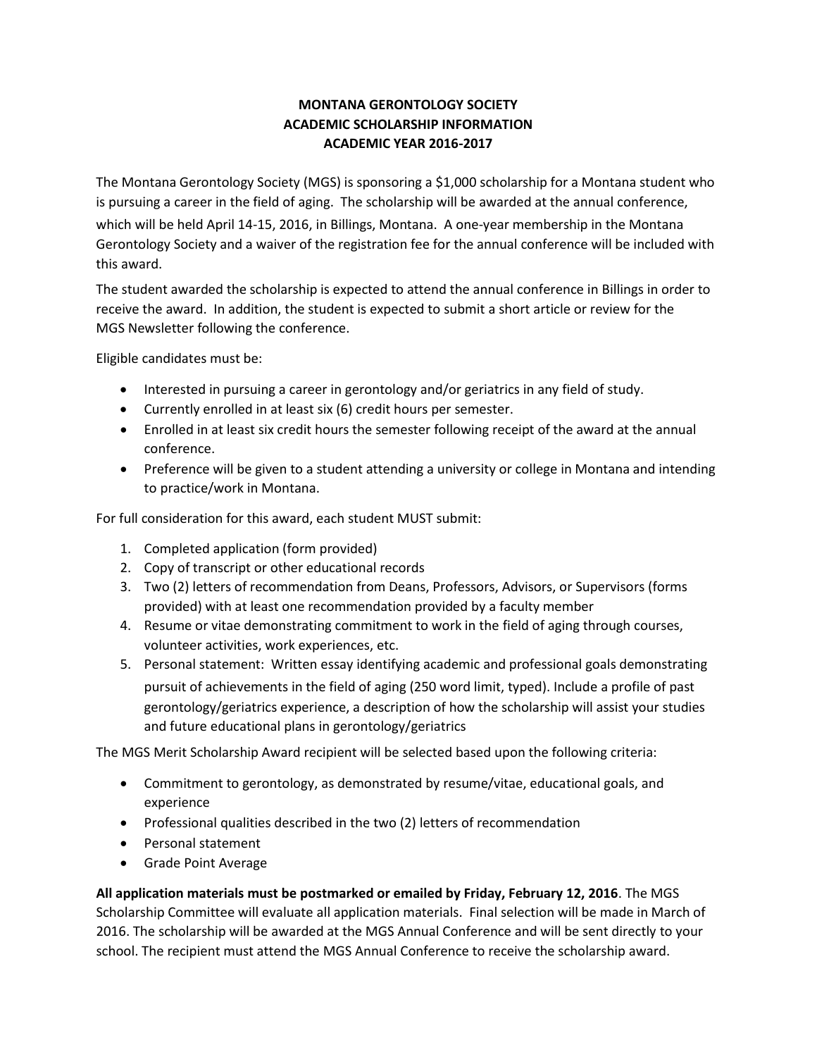# MONTANA GERONTOLOGY SOCIETY
## ACADEMIC SCHOLARSHIP INFORMATION
## ACADEMIC YEAR 2016-2017

The Montana Gerontology Society (MGS) is sponsoring a $1,000 scholarship for a Montana student who is pursuing a career in the field of aging. The scholarship will be awarded at the annual conference, which will be held April 14-15, 2016, in Billings, Montana. A one-year membership in the Montana Gerontology Society and a waiver of the registration fee for the annual conference will be included with this award.

The student awarded the scholarship is expected to attend the annual conference in Billings in order to receive the award. In addition, the student is expected to submit a short article or review for the MGS Newsletter following the conference.

Eligible candidates must be:

- Interested in pursuing a career in gerontology and/or geriatrics in any field of study.
- Currently enrolled in at least six (6) credit hours per semester.
- Enrolled in at least six credit hours the semester following receipt of the award at the annual conference.
- Preference will be given to a student attending a university or college in Montana and intending to practice/work in Montana.

For full consideration for this award, each student MUST submit:

1. Completed application (form provided)
2. Copy of transcript or other educational records
3. Two (2) letters of recommendation from Deans, Professors, Advisors, or Supervisors (forms provided) with at least one recommendation provided by a faculty member
4. Resume or vitae demonstrating commitment to work in the field of aging through courses, volunteer activities, work experiences, etc.
5. Personal statement: Written essay identifying academic and professional goals demonstrating pursuit of achievements in the field of aging (250 word limit, typed). Include a profile of past gerontology/geriatrics experience, a description of how the scholarship will assist your studies and future educational plans in gerontology/geriatrics

The MGS Merit Scholarship Award recipient will be selected based upon the following criteria:

- Commitment to gerontology, as demonstrated by resume/vitae, educational goals, and experience
- Professional qualities described in the two (2) letters of recommendation
- Personal statement
- Grade Point Average

**All application materials must be postmarked or emailed by Friday, February 12, 2016**. The MGS Scholarship Committee will evaluate all application materials. Final selection will be made in March of 2016. The scholarship will be awarded at the MGS Annual Conference and will be sent directly to your school. The recipient must attend the MGS Annual Conference to receive the scholarship award.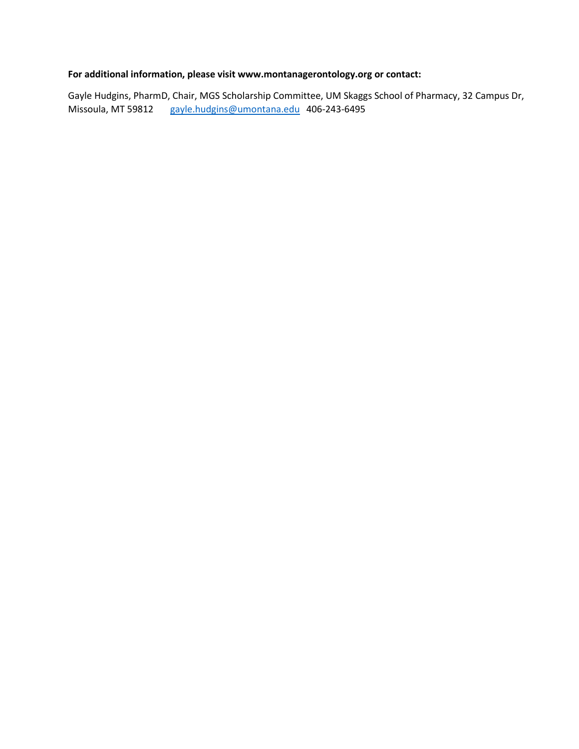**For additional information, please visit www.montanagerontology.org or contact:**

Gayle Hudgins, PharmD, Chair, MGS Scholarship Committee, UM Skaggs School of Pharmacy, 32 Campus Dr, Missoula, MT 59812 gayle.hudgins@umontana.edu 406-243-6495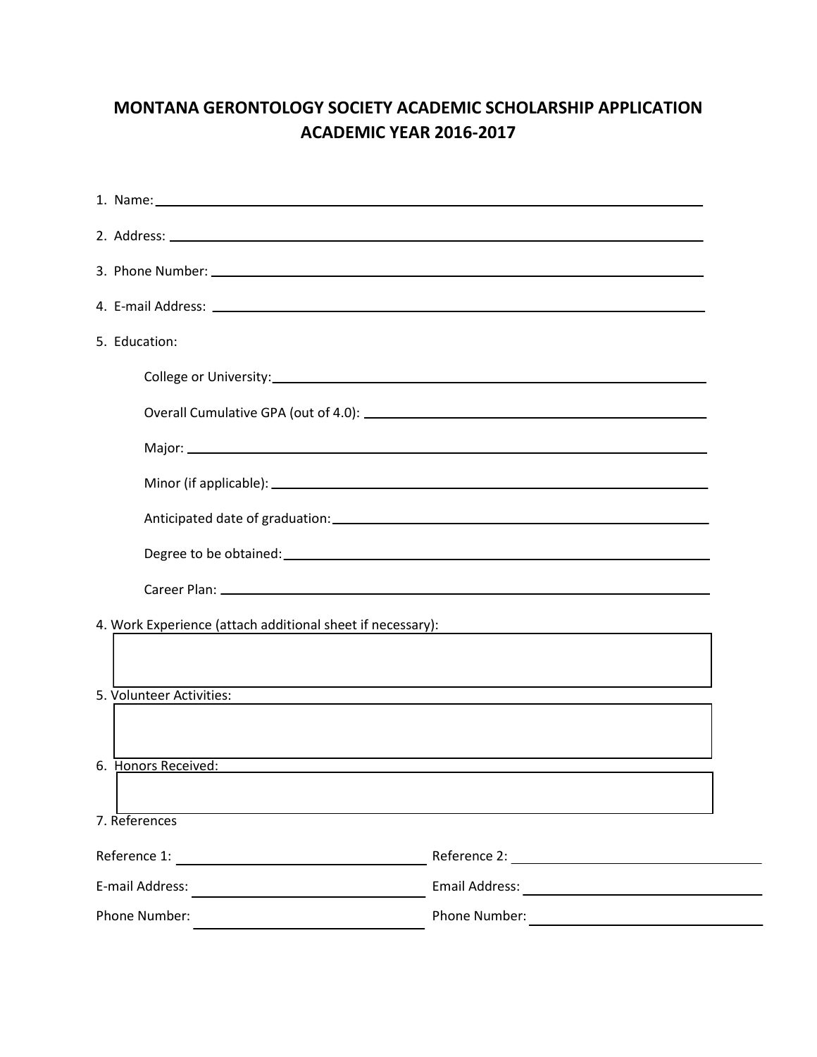# MONTANA GERONTOLOGY SOCIETY ACADEMIC SCHOLARSHIP APPLICATION
## ACADEMIC YEAR 2016-2017

1. Name: \_\_\_\_\_\_\_\_\_\_\_\_\_\_\_\_\_\_\_\_\_\_\_\_\_\_\_\_\_\_\_\_

2. Address: \_\_\_\_\_\_\_\_\_\_\_\_\_\_\_\_\_\_\_\_\_\_\_\_\_\_\_\_\_\_\_\_

3. Phone Number: \_\_\_\_\_\_\_\_\_\_\_\_\_\_\_\_\_\_\_\_\_\_\_\_\_\_\_\_\_\_\_\_

4. E-mail Address: \_\_\_\_\_\_\_\_\_\_\_\_\_\_\_\_\_\_\_\_\_\_\_\_\_\_\_\_\_\_\_\_

5. Education:

   College or University: \_\_\_\_\_\_\_\_\_\_\_\_\_\_\_\_\_\_\_\_\_\_\_\_\_\_\_\_\_\_\_\_

   Overall Cumulative GPA (out of 4.0): \_\_\_\_\_\_\_\_\_\_\_\_\_\_\_\_\_\_\_\_\_\_\_\_\_\_\_\_\_\_\_\_

   Major: \_\_\_\_\_\_\_\_\_\_\_\_\_\_\_\_\_\_\_\_\_\_\_\_\_\_\_\_\_\_\_\_

   Minor (if applicable): \_\_\_\_\_\_\_\_\_\_\_\_\_\_\_\_\_\_\_\_\_\_\_\_\_\_\_\_\_\_\_\_

   Anticipated date of graduation: \_\_\_\_\_\_\_\_\_\_\_\_\_\_\_\_\_\_\_\_\_\_\_\_\_\_\_\_\_\_\_\_

   Degree to be obtained: \_\_\_\_\_\_\_\_\_\_\_\_\_\_\_\_\_\_\_\_\_\_\_\_\_\_\_\_\_\_\_\_

   Career Plan: \_\_\_\_\_\_\_\_\_\_\_\_\_\_\_\_\_\_\_\_\_\_\_\_\_\_\_\_\_\_\_\_

4. Work Experience (attach additional sheet if necessary):

5. Volunteer Activities:

6. Honors Received:

7. References

| Reference 1: \_\_\_\_\_\_\_\_\_\_\_\_\_\_\_\_ | Reference 2: \_\_\_\_\_\_\_\_\_\_\_\_\_\_\_\_ |
|---|---|
| E-mail Address: \_\_\_\_\_\_\_\_\_\_\_\_\_\_\_\_ | Email Address: \_\_\_\_\_\_\_\_\_\_\_\_\_\_\_\_ |
| Phone Number: \_\_\_\_\_\_\_\_\_\_\_\_\_\_\_\_ | Phone Number: \_\_\_\_\_\_\_\_\_\_\_\_\_\_\_\_ |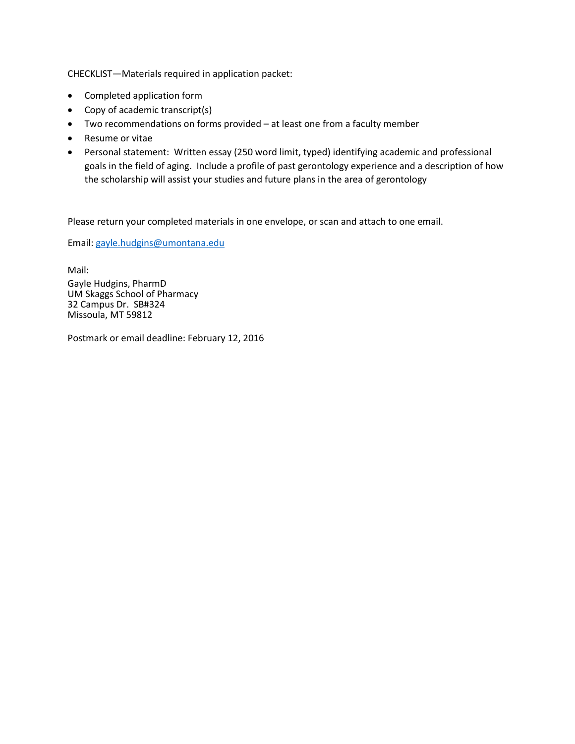CHECKLIST—Materials required in application packet:

- Completed application form
- Copy of academic transcript(s)
- Two recommendations on forms provided – at least one from a faculty member
- Resume or vitae
- Personal statement: Written essay (250 word limit, typed) identifying academic and professional goals in the field of aging. Include a profile of past gerontology experience and a description of how the scholarship will assist your studies and future plans in the area of gerontology

Please return your completed materials in one envelope, or scan and attach to one email.

Email: gayle.hudgins@umontana.edu

Mail:
Gayle Hudgins, PharmD
UM Skaggs School of Pharmacy
32 Campus Dr. SB#324
Missoula, MT 59812

Postmark or email deadline: February 12, 2016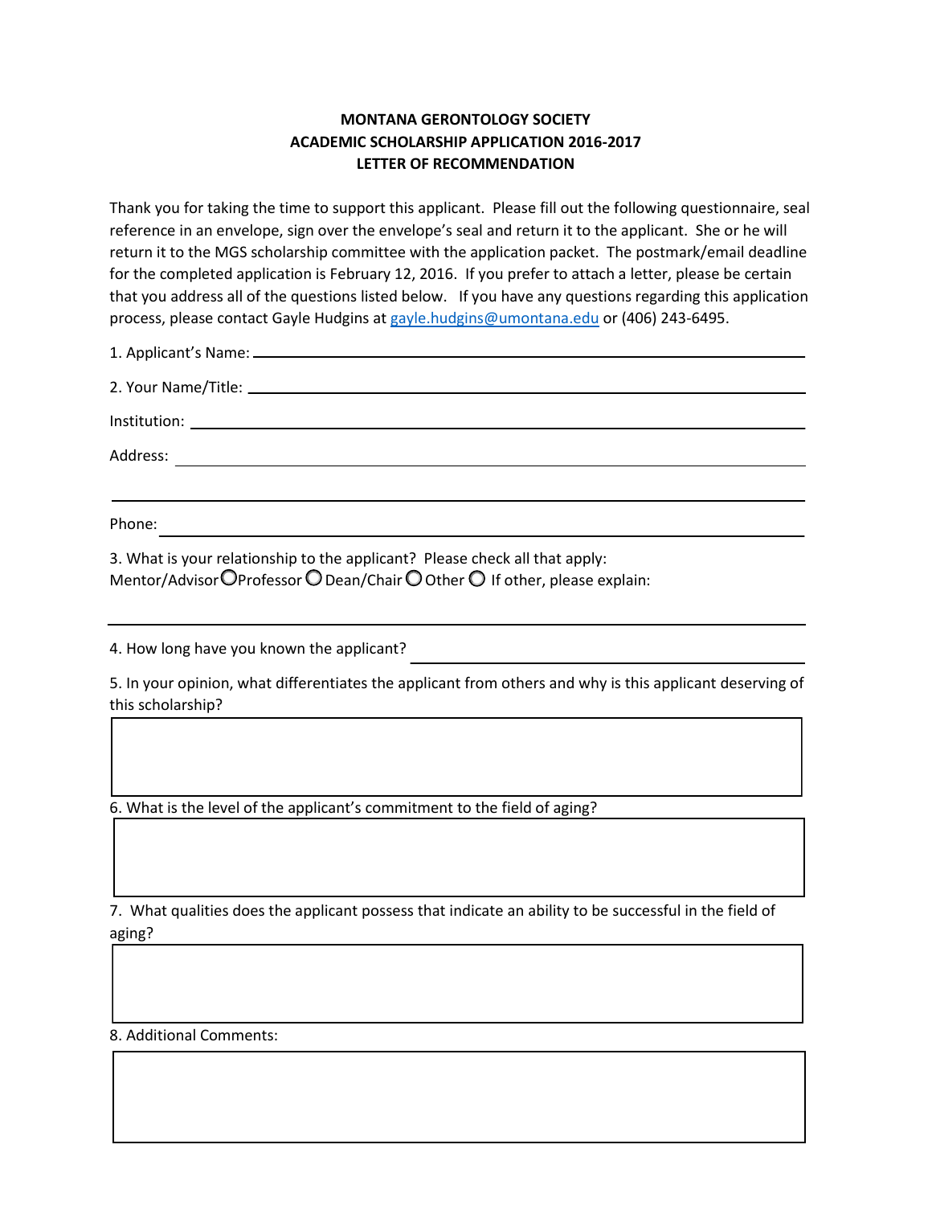**MONTANA GERONTOLOGY SOCIETY**
**ACADEMIC SCHOLARSHIP APPLICATION 2016-2017**
**LETTER OF RECOMMENDATION**

Thank you for taking the time to support this applicant. Please fill out the following questionnaire, seal reference in an envelope, sign over the envelope's seal and return it to the applicant. She or he will return it to the MGS scholarship committee with the application packet. The postmark/email deadline for the completed application is February 12, 2016. If you prefer to attach a letter, please be certain that you address all of the questions listed below. If you have any questions regarding this application process, please contact Gayle Hudgins at gayle.hudgins@umontana.edu or (406) 243-6495.

1. Applicant's Name: \_\_\_\_\_\_\_\_\_\_\_\_\_\_\_\_\_\_\_\_\_\_\_\_\_\_\_\_\_\_

2. Your Name/Title: \_\_\_\_\_\_\_\_\_\_\_\_\_\_\_\_\_\_\_\_\_\_\_\_\_\_\_\_\_\_

Institution: \_\_\_\_\_\_\_\_\_\_\_\_\_\_\_\_\_\_\_\_\_\_\_\_\_\_\_\_\_\_

Address: \_\_\_\_\_\_\_\_\_\_\_\_\_\_\_\_\_\_\_\_\_\_\_\_\_\_\_\_\_\_

\_\_\_\_\_\_\_\_\_\_\_\_\_\_\_\_\_\_\_\_\_\_\_\_\_\_\_\_\_\_

Phone: \_\_\_\_\_\_\_\_\_\_\_\_\_\_\_\_\_\_\_\_\_\_\_\_\_\_\_\_\_\_

3. What is your relationship to the applicant? Please check all that apply:
Mentor/Advisor ○ Professor ○ Dean/Chair ○ Other ○ If other, please explain:

\_\_\_\_\_\_\_\_\_\_\_\_\_\_\_\_\_\_\_\_\_\_\_\_\_\_\_\_\_\_

4. How long have you known the applicant? \_\_\_\_\_\_\_\_\_\_\_\_\_\_\_\_\_\_\_\_\_\_\_\_\_\_\_\_\_\_

5. In your opinion, what differentiates the applicant from others and why is this applicant deserving of this scholarship?

6. What is the level of the applicant's commitment to the field of aging?

7. What qualities does the applicant possess that indicate an ability to be successful in the field of aging?

8. Additional Comments: